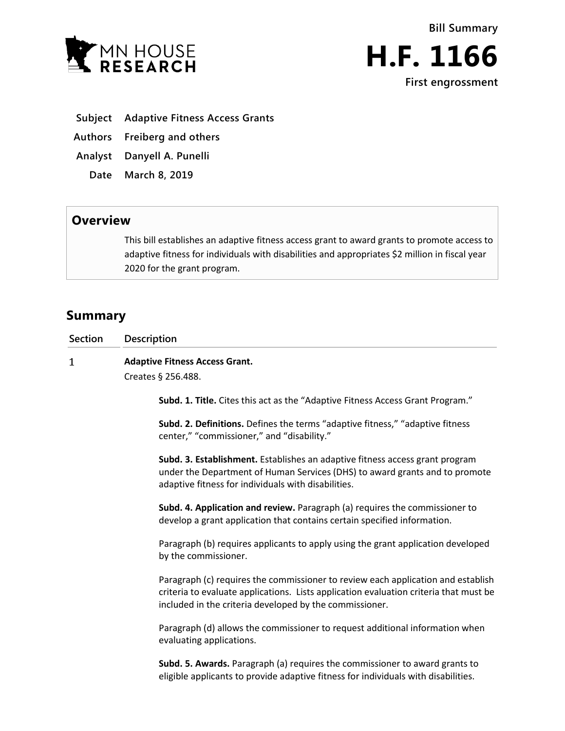MN HOUSE RESEARCH

# Bill Summary

# H.F. 1166

**First engrossment**

| | |
|---|---|
| **Subject** | **Adaptive Fitness Access Grants** |
| **Authors** | **Freiberg and others** |
| **Analyst** | **Danyell A. Punelli** |
| **Date** | **March 8, 2019** |

## Overview

This bill establishes an adaptive fitness access grant to award grants to promote access to adaptive fitness for individuals with disabilities and appropriates $2 million in fiscal year 2020 for the grant program.

## Summary

| Section | Description |
|---|---|
| 1 | **Adaptive Fitness Access Grant.** |

Creates § 256.488.

**Subd. 1. Title.** Cites this act as the "Adaptive Fitness Access Grant Program."

**Subd. 2. Definitions.** Defines the terms "adaptive fitness," "adaptive fitness center," "commissioner," and "disability."

**Subd. 3. Establishment.** Establishes an adaptive fitness access grant program under the Department of Human Services (DHS) to award grants and to promote adaptive fitness for individuals with disabilities.

**Subd. 4. Application and review.** Paragraph (a) requires the commissioner to develop a grant application that contains certain specified information.

Paragraph (b) requires applicants to apply using the grant application developed by the commissioner.

Paragraph (c) requires the commissioner to review each application and establish criteria to evaluate applications. Lists application evaluation criteria that must be included in the criteria developed by the commissioner.

Paragraph (d) allows the commissioner to request additional information when evaluating applications.

**Subd. 5. Awards.** Paragraph (a) requires the commissioner to award grants to eligible applicants to provide adaptive fitness for individuals with disabilities.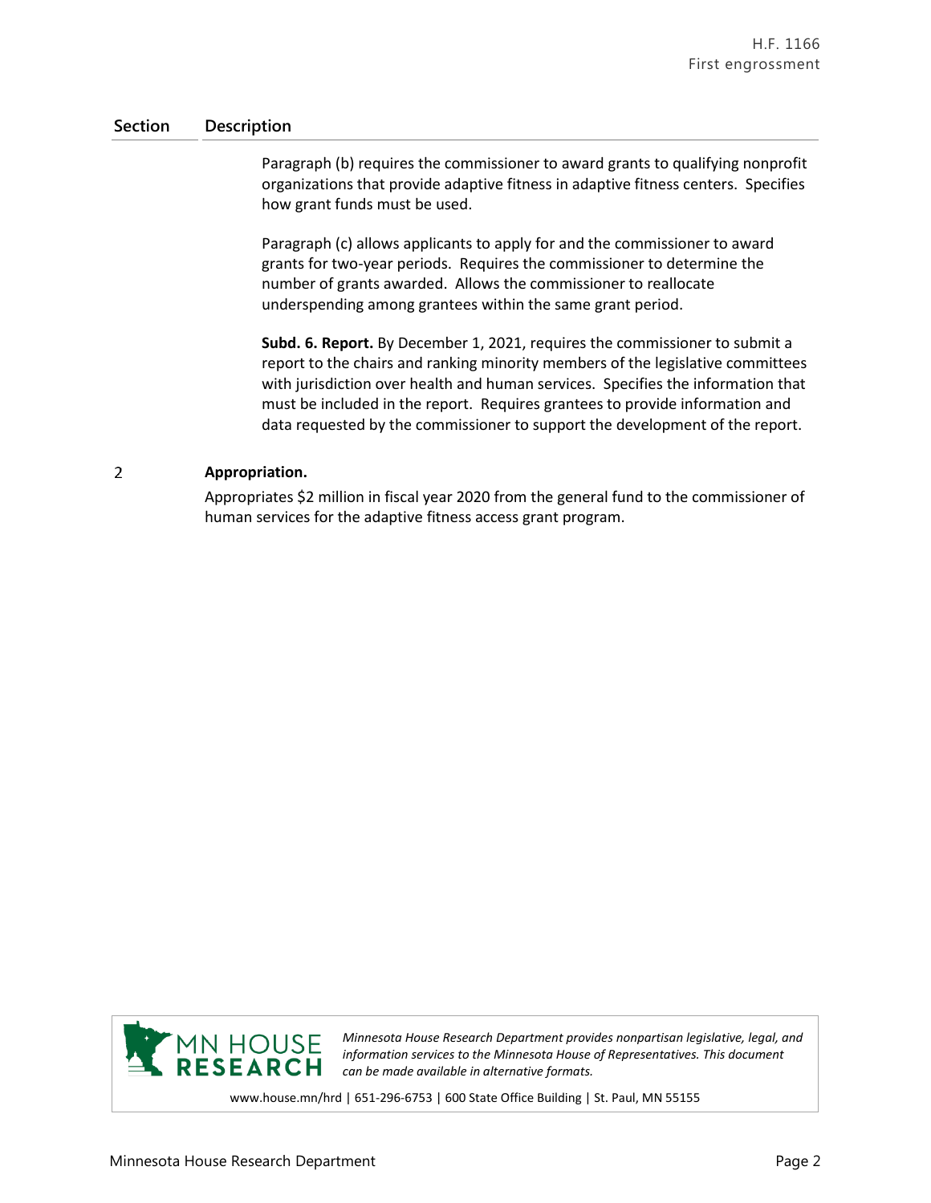| Section | Description |
|---|---|
| | Paragraph (b) requires the commissioner to award grants to qualifying nonprofit organizations that provide adaptive fitness in adaptive fitness centers. Specifies how grant funds must be used. |
| | Paragraph (c) allows applicants to apply for and the commissioner to award grants for two-year periods. Requires the commissioner to determine the number of grants awarded. Allows the commissioner to reallocate underspending among grantees within the same grant period. |
| | **Subd. 6. Report.** By December 1, 2021, requires the commissioner to submit a report to the chairs and ranking minority members of the legislative committees with jurisdiction over health and human services. Specifies the information that must be included in the report. Requires grantees to provide information and data requested by the commissioner to support the development of the report. |
| 2 | **Appropriation.** |
| | Appropriates $2 million in fiscal year 2020 from the general fund to the commissioner of human services for the adaptive fitness access grant program. |

MN HOUSE RESEARCH

*Minnesota House Research Department provides nonpartisan legislative, legal, and information services to the Minnesota House of Representatives. This document can be made available in alternative formats.*

www.house.mn/hrd | 651-296-6753 | 600 State Office Building | St. Paul, MN 55155